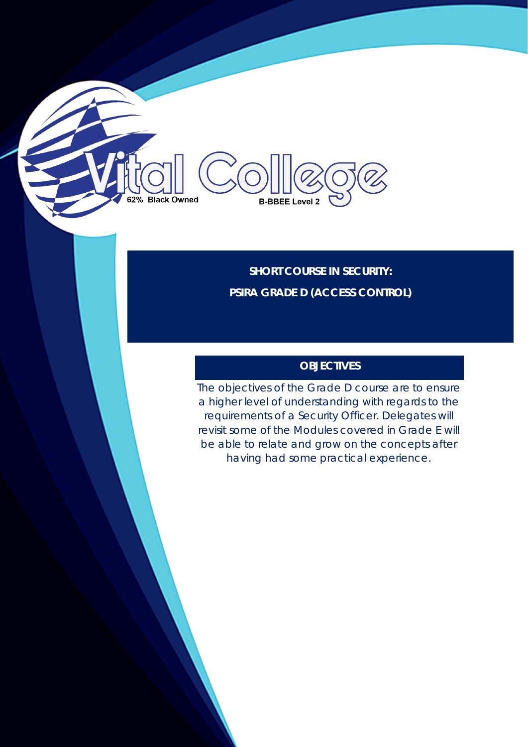Vital College

62% Black Owned

B-BBEE Level 2

# SHORT COURSE IN SECURITY:

# PSIRA GRADE D (ACCESS CONTROL)

## OBJECTIVES

The objectives of the Grade D course are to ensure a higher level of understanding with regards to the requirements of a Security Officer. Delegates will revisit some of the Modules covered in Grade E will be able to relate and grow on the concepts after having had some practical experience.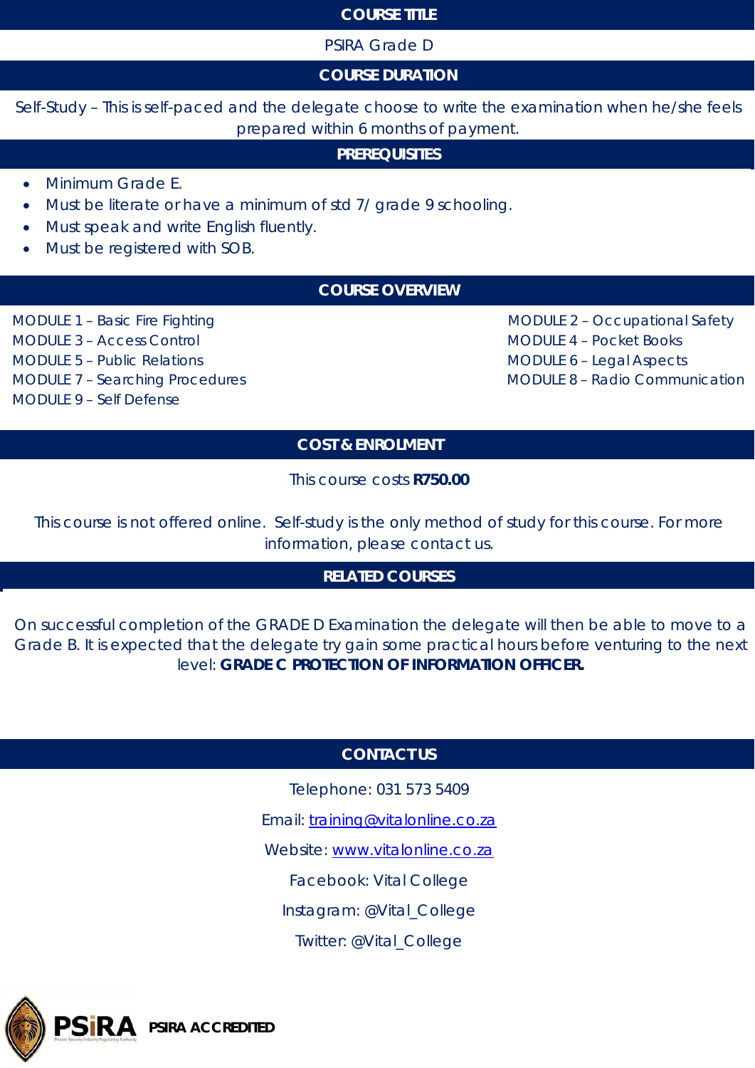## COURSE TITLE

PSIRA Grade D

## COURSE DURATION

Self-Study – This is self-paced and the delegate choose to write the examination when he/she feels prepared within 6 months of payment.

## PREREQUISITES

- Minimum Grade E.
- Must be literate or have a minimum of std 7/ grade 9 schooling.
- Must speak and write English fluently.
- Must be registered with SOB.

## COURSE OVERVIEW

MODULE 1 – Basic Fire Fighting
MODULE 2 – Occupational Safety
MODULE 3 – Access Control
MODULE 4 – Pocket Books
MODULE 5 – Public Relations
MODULE 6 – Legal Aspects
MODULE 7 – Searching Procedures
MODULE 8 – Radio Communication
MODULE 9 – Self Defense

## COST & ENROLMENT

This course costs **R750.00**

This course is not offered online. Self-study is the only method of study for this course. For more information, please contact us.

## RELATED COURSES

On successful completion of the GRADE D Examination the delegate will then be able to move to a Grade B. It is expected that the delegate try gain some practical hours before venturing to the next level: **GRADE C PROTECTION OF INFORMATION OFFICER.**

## CONTACT US

Telephone: 031 573 5409

Email: training@vitalonline.co.za

Website: www.vitalonline.co.za

Facebook: Vital College

Instagram: @Vital_College

Twitter: @Vital_College

PSIRA

Private Security Industry Regulatory Authority

**PSIRA ACCREDITED**